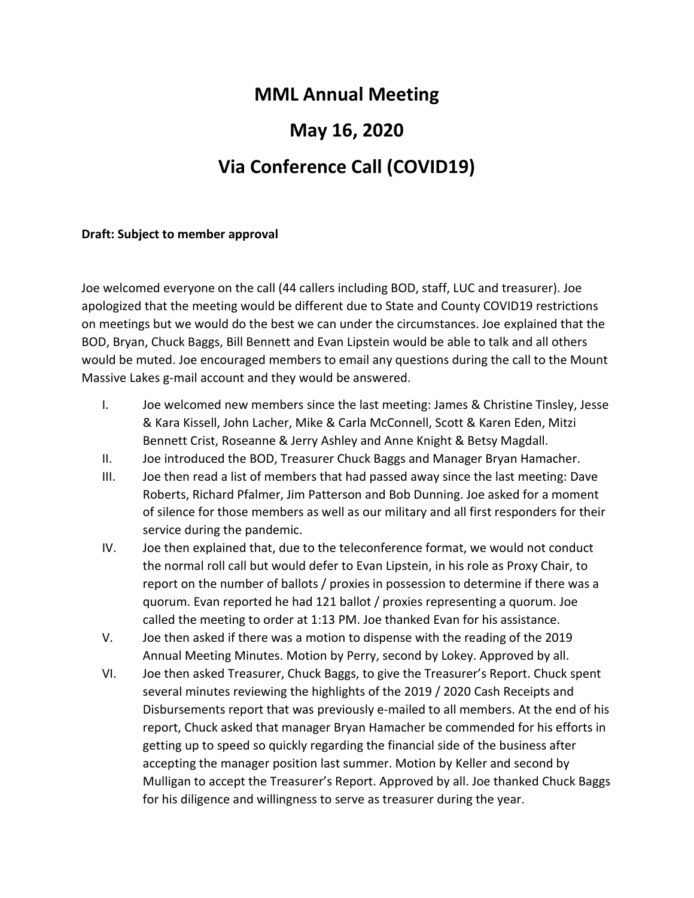# MML Annual Meeting

# May 16, 2020

# Via Conference Call (COVID19)

**Draft: Subject to member approval**

Joe welcomed everyone on the call (44 callers including BOD, staff, LUC and treasurer). Joe apologized that the meeting would be different due to State and County COVID19 restrictions on meetings but we would do the best we can under the circumstances. Joe explained that the BOD, Bryan, Chuck Baggs, Bill Bennett and Evan Lipstein would be able to talk and all others would be muted. Joe encouraged members to email any questions during the call to the Mount Massive Lakes g-mail account and they would be answered.

I. Joe welcomed new members since the last meeting: James & Christine Tinsley, Jesse & Kara Kissell, John Lacher, Mike & Carla McConnell, Scott & Karen Eden, Mitzi Bennett Crist, Roseanne & Jerry Ashley and Anne Knight & Betsy Magdall.

II. Joe introduced the BOD, Treasurer Chuck Baggs and Manager Bryan Hamacher.

III. Joe then read a list of members that had passed away since the last meeting: Dave Roberts, Richard Pfalmer, Jim Patterson and Bob Dunning. Joe asked for a moment of silence for those members as well as our military and all first responders for their service during the pandemic.

IV. Joe then explained that, due to the teleconference format, we would not conduct the normal roll call but would defer to Evan Lipstein, in his role as Proxy Chair, to report on the number of ballots / proxies in possession to determine if there was a quorum. Evan reported he had 121 ballot / proxies representing a quorum. Joe called the meeting to order at 1:13 PM. Joe thanked Evan for his assistance.

V. Joe then asked if there was a motion to dispense with the reading of the 2019 Annual Meeting Minutes. Motion by Perry, second by Lokey. Approved by all.

VI. Joe then asked Treasurer, Chuck Baggs, to give the Treasurer's Report. Chuck spent several minutes reviewing the highlights of the 2019 / 2020 Cash Receipts and Disbursements report that was previously e-mailed to all members. At the end of his report, Chuck asked that manager Bryan Hamacher be commended for his efforts in getting up to speed so quickly regarding the financial side of the business after accepting the manager position last summer. Motion by Keller and second by Mulligan to accept the Treasurer's Report. Approved by all. Joe thanked Chuck Baggs for his diligence and willingness to serve as treasurer during the year.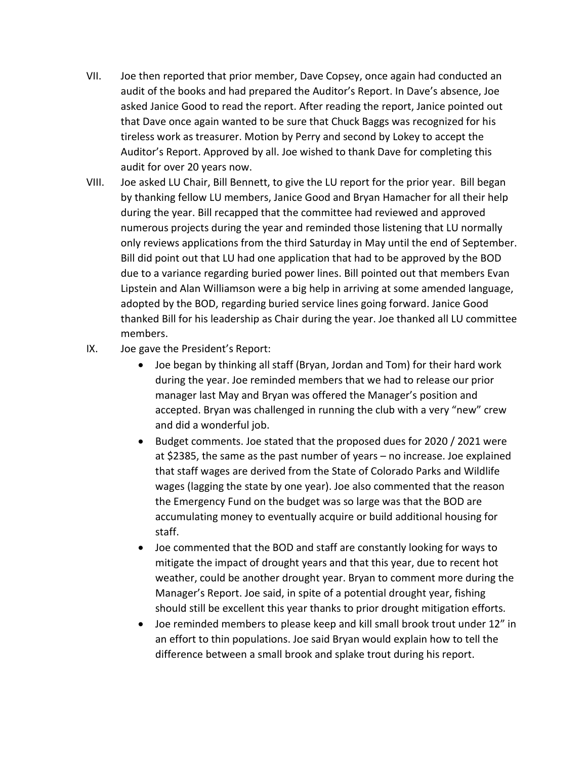VII. Joe then reported that prior member, Dave Copsey, once again had conducted an audit of the books and had prepared the Auditor's Report. In Dave's absence, Joe asked Janice Good to read the report. After reading the report, Janice pointed out that Dave once again wanted to be sure that Chuck Baggs was recognized for his tireless work as treasurer. Motion by Perry and second by Lokey to accept the Auditor's Report. Approved by all. Joe wished to thank Dave for completing this audit for over 20 years now.

VIII. Joe asked LU Chair, Bill Bennett, to give the LU report for the prior year. Bill began by thanking fellow LU members, Janice Good and Bryan Hamacher for all their help during the year. Bill recapped that the committee had reviewed and approved numerous projects during the year and reminded those listening that LU normally only reviews applications from the third Saturday in May until the end of September. Bill did point out that LU had one application that had to be approved by the BOD due to a variance regarding buried power lines. Bill pointed out that members Evan Lipstein and Alan Williamson were a big help in arriving at some amended language, adopted by the BOD, regarding buried service lines going forward. Janice Good thanked Bill for his leadership as Chair during the year. Joe thanked all LU committee members.

IX. Joe gave the President's Report:

- Joe began by thinking all staff (Bryan, Jordan and Tom) for their hard work during the year. Joe reminded members that we had to release our prior manager last May and Bryan was offered the Manager's position and accepted. Bryan was challenged in running the club with a very "new" crew and did a wonderful job.
- Budget comments. Joe stated that the proposed dues for 2020 / 2021 were at $2385, the same as the past number of years – no increase. Joe explained that staff wages are derived from the State of Colorado Parks and Wildlife wages (lagging the state by one year). Joe also commented that the reason the Emergency Fund on the budget was so large was that the BOD are accumulating money to eventually acquire or build additional housing for staff.
- Joe commented that the BOD and staff are constantly looking for ways to mitigate the impact of drought years and that this year, due to recent hot weather, could be another drought year. Bryan to comment more during the Manager's Report. Joe said, in spite of a potential drought year, fishing should still be excellent this year thanks to prior drought mitigation efforts.
- Joe reminded members to please keep and kill small brook trout under 12" in an effort to thin populations. Joe said Bryan would explain how to tell the difference between a small brook and splake trout during his report.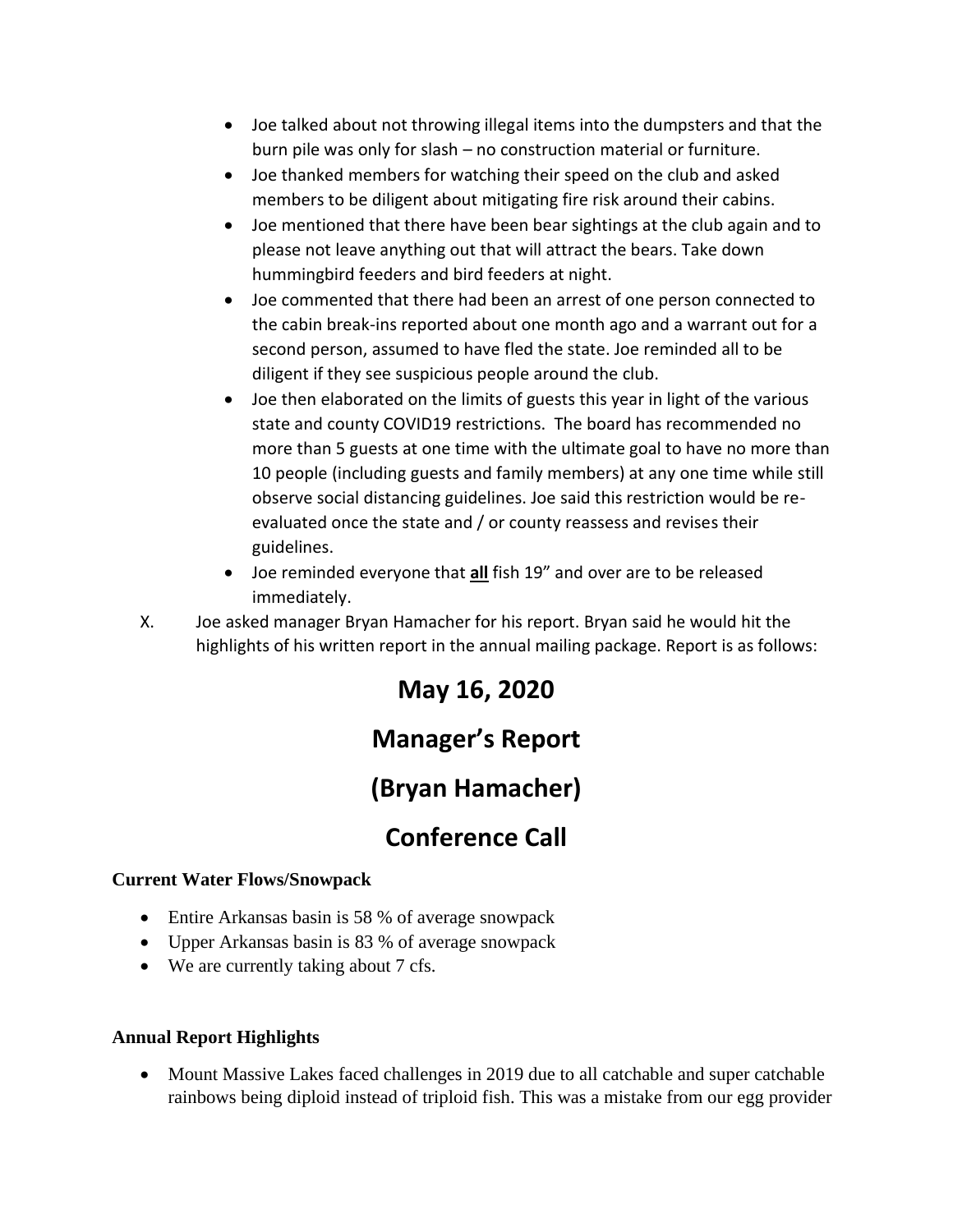- Joe talked about not throwing illegal items into the dumpsters and that the burn pile was only for slash – no construction material or furniture.
- Joe thanked members for watching their speed on the club and asked members to be diligent about mitigating fire risk around their cabins.
- Joe mentioned that there have been bear sightings at the club again and to please not leave anything out that will attract the bears. Take down hummingbird feeders and bird feeders at night.
- Joe commented that there had been an arrest of one person connected to the cabin break-ins reported about one month ago and a warrant out for a second person, assumed to have fled the state. Joe reminded all to be diligent if they see suspicious people around the club.
- Joe then elaborated on the limits of guests this year in light of the various state and county COVID19 restrictions. The board has recommended no more than 5 guests at one time with the ultimate goal to have no more than 10 people (including guests and family members) at any one time while still observe social distancing guidelines. Joe said this restriction would be re-evaluated once the state and / or county reassess and revises their guidelines.
- Joe reminded everyone that <u>**all**</u> fish 19" and over are to be released immediately.

X. Joe asked manager Bryan Hamacher for his report. Bryan said he would hit the highlights of his written report in the annual mailing package. Report is as follows:

# May 16, 2020

# Manager's Report

# (Bryan Hamacher)

# Conference Call

**Current Water Flows/Snowpack**

- Entire Arkansas basin is 58 % of average snowpack
- Upper Arkansas basin is 83 % of average snowpack
- We are currently taking about 7 cfs.

**Annual Report Highlights**

- Mount Massive Lakes faced challenges in 2019 due to all catchable and super catchable rainbows being diploid instead of triploid fish. This was a mistake from our egg provider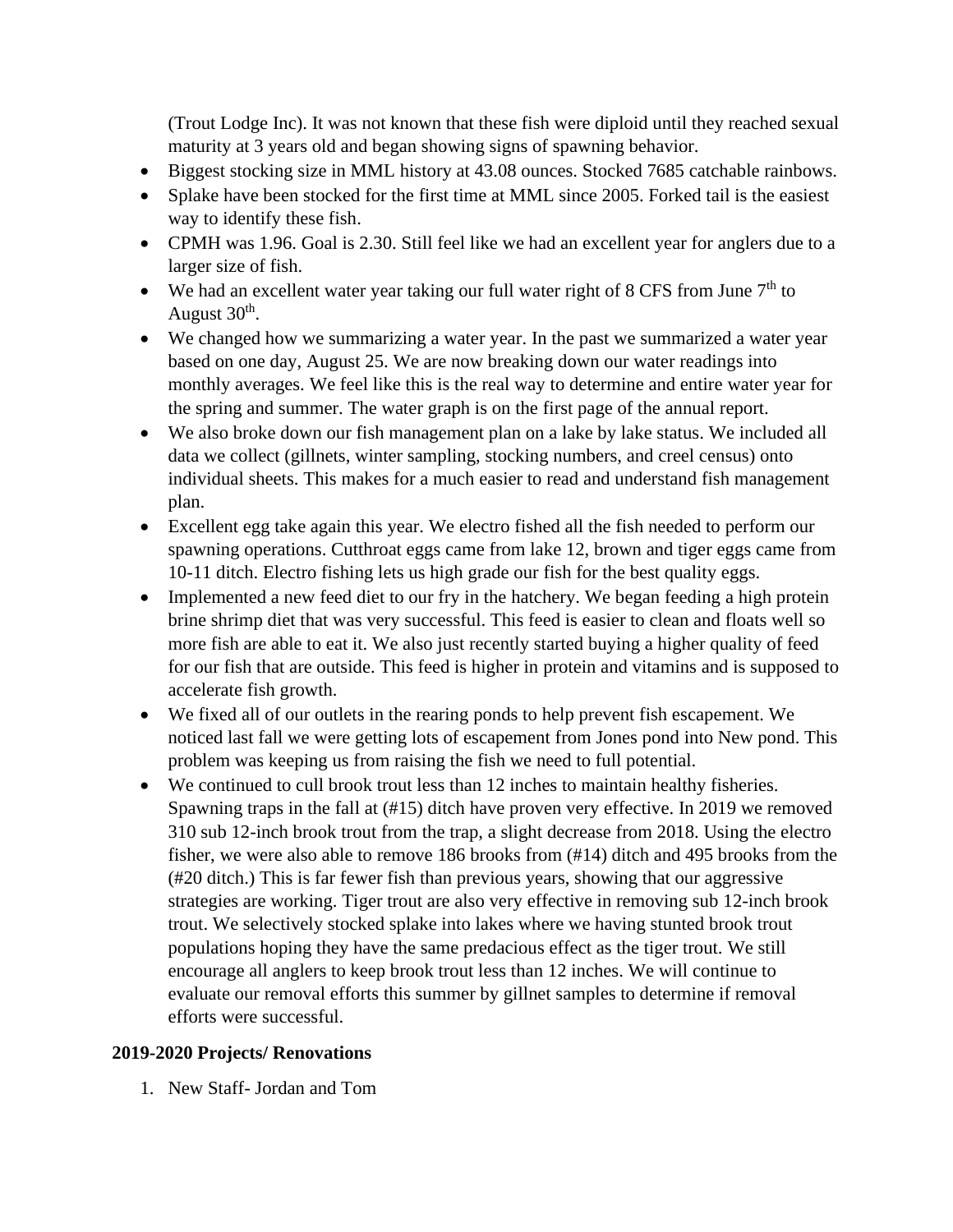(Trout Lodge Inc). It was not known that these fish were diploid until they reached sexual maturity at 3 years old and began showing signs of spawning behavior.

- Biggest stocking size in MML history at 43.08 ounces. Stocked 7685 catchable rainbows.
- Splake have been stocked for the first time at MML since 2005. Forked tail is the easiest way to identify these fish.
- CPMH was 1.96. Goal is 2.30. Still feel like we had an excellent year for anglers due to a larger size of fish.
- We had an excellent water year taking our full water right of 8 CFS from June 7th to August 30th.
- We changed how we summarizing a water year. In the past we summarized a water year based on one day, August 25. We are now breaking down our water readings into monthly averages. We feel like this is the real way to determine and entire water year for the spring and summer. The water graph is on the first page of the annual report.
- We also broke down our fish management plan on a lake by lake status. We included all data we collect (gillnets, winter sampling, stocking numbers, and creel census) onto individual sheets. This makes for a much easier to read and understand fish management plan.
- Excellent egg take again this year. We electro fished all the fish needed to perform our spawning operations. Cutthroat eggs came from lake 12, brown and tiger eggs came from 10-11 ditch. Electro fishing lets us high grade our fish for the best quality eggs.
- Implemented a new feed diet to our fry in the hatchery. We began feeding a high protein brine shrimp diet that was very successful. This feed is easier to clean and floats well so more fish are able to eat it. We also just recently started buying a higher quality of feed for our fish that are outside. This feed is higher in protein and vitamins and is supposed to accelerate fish growth.
- We fixed all of our outlets in the rearing ponds to help prevent fish escapement. We noticed last fall we were getting lots of escapement from Jones pond into New pond. This problem was keeping us from raising the fish we need to full potential.
- We continued to cull brook trout less than 12 inches to maintain healthy fisheries. Spawning traps in the fall at (#15) ditch have proven very effective. In 2019 we removed 310 sub 12-inch brook trout from the trap, a slight decrease from 2018. Using the electro fisher, we were also able to remove 186 brooks from (#14) ditch and 495 brooks from the (#20 ditch.) This is far fewer fish than previous years, showing that our aggressive strategies are working. Tiger trout are also very effective in removing sub 12-inch brook trout. We selectively stocked splake into lakes where we having stunted brook trout populations hoping they have the same predacious effect as the tiger trout. We still encourage all anglers to keep brook trout less than 12 inches. We will continue to evaluate our removal efforts this summer by gillnet samples to determine if removal efforts were successful.

**2019-2020 Projects/ Renovations**

1. New Staff- Jordan and Tom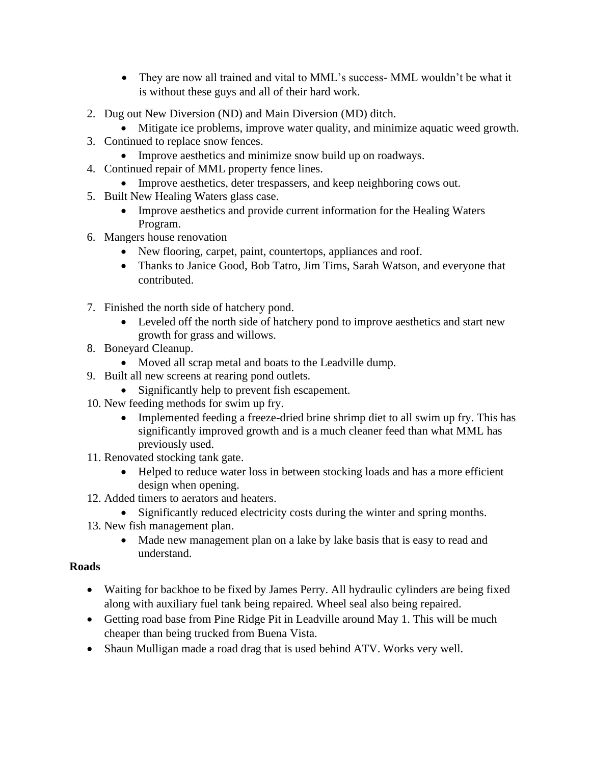- They are now all trained and vital to MML's success- MML wouldn't be what it is without these guys and all of their hard work.

2. Dug out New Diversion (ND) and Main Diversion (MD) ditch.
   - Mitigate ice problems, improve water quality, and minimize aquatic weed growth.
3. Continued to replace snow fences.
   - Improve aesthetics and minimize snow build up on roadways.
4. Continued repair of MML property fence lines.
   - Improve aesthetics, deter trespassers, and keep neighboring cows out.
5. Built New Healing Waters glass case.
   - Improve aesthetics and provide current information for the Healing Waters Program.
6. Mangers house renovation
   - New flooring, carpet, paint, countertops, appliances and roof.
   - Thanks to Janice Good, Bob Tatro, Jim Tims, Sarah Watson, and everyone that contributed.
7. Finished the north side of hatchery pond.
   - Leveled off the north side of hatchery pond to improve aesthetics and start new growth for grass and willows.
8. Boneyard Cleanup.
   - Moved all scrap metal and boats to the Leadville dump.
9. Built all new screens at rearing pond outlets.
   - Significantly help to prevent fish escapement.
10. New feeding methods for swim up fry.
    - Implemented feeding a freeze-dried brine shrimp diet to all swim up fry. This has significantly improved growth and is a much cleaner feed than what MML has previously used.
11. Renovated stocking tank gate.
    - Helped to reduce water loss in between stocking loads and has a more efficient design when opening.
12. Added timers to aerators and heaters.
    - Significantly reduced electricity costs during the winter and spring months.
13. New fish management plan.
    - Made new management plan on a lake by lake basis that is easy to read and understand.

**Roads**

- Waiting for backhoe to be fixed by James Perry. All hydraulic cylinders are being fixed along with auxiliary fuel tank being repaired. Wheel seal also being repaired.
- Getting road base from Pine Ridge Pit in Leadville around May 1. This will be much cheaper than being trucked from Buena Vista.
- Shaun Mulligan made a road drag that is used behind ATV. Works very well.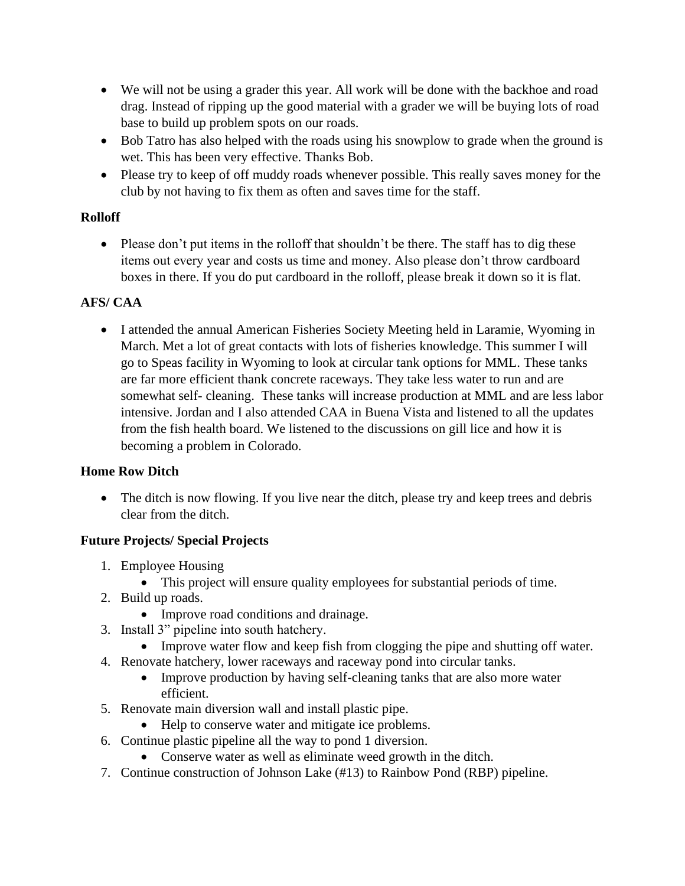- We will not be using a grader this year. All work will be done with the backhoe and road drag. Instead of ripping up the good material with a grader we will be buying lots of road base to build up problem spots on our roads.
- Bob Tatro has also helped with the roads using his snowplow to grade when the ground is wet. This has been very effective. Thanks Bob.
- Please try to keep of off muddy roads whenever possible. This really saves money for the club by not having to fix them as often and saves time for the staff.

**Rolloff**

- Please don't put items in the rolloff that shouldn't be there. The staff has to dig these items out every year and costs us time and money. Also please don't throw cardboard boxes in there. If you do put cardboard in the rolloff, please break it down so it is flat.

**AFS/ CAA**

- I attended the annual American Fisheries Society Meeting held in Laramie, Wyoming in March. Met a lot of great contacts with lots of fisheries knowledge. This summer I will go to Speas facility in Wyoming to look at circular tank options for MML. These tanks are far more efficient thank concrete raceways. They take less water to run and are somewhat self- cleaning. These tanks will increase production at MML and are less labor intensive. Jordan and I also attended CAA in Buena Vista and listened to all the updates from the fish health board. We listened to the discussions on gill lice and how it is becoming a problem in Colorado.

**Home Row Ditch**

- The ditch is now flowing. If you live near the ditch, please try and keep trees and debris clear from the ditch.

**Future Projects/ Special Projects**

1. Employee Housing
   - This project will ensure quality employees for substantial periods of time.
2. Build up roads.
   - Improve road conditions and drainage.
3. Install 3" pipeline into south hatchery.
   - Improve water flow and keep fish from clogging the pipe and shutting off water.
4. Renovate hatchery, lower raceways and raceway pond into circular tanks.
   - Improve production by having self-cleaning tanks that are also more water efficient.
5. Renovate main diversion wall and install plastic pipe.
   - Help to conserve water and mitigate ice problems.
6. Continue plastic pipeline all the way to pond 1 diversion.
   - Conserve water as well as eliminate weed growth in the ditch.
7. Continue construction of Johnson Lake (#13) to Rainbow Pond (RBP) pipeline.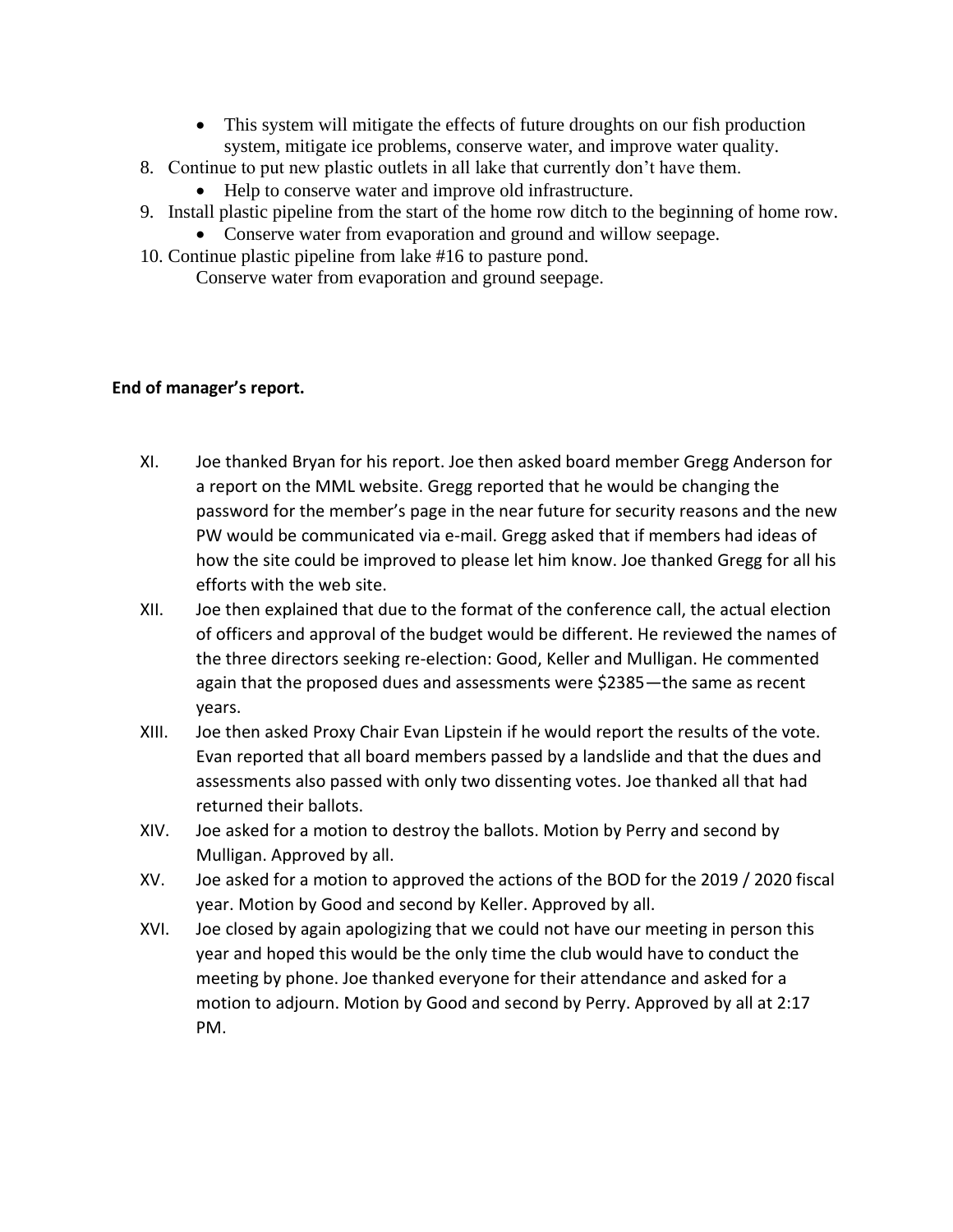- This system will mitigate the effects of future droughts on our fish production system, mitigate ice problems, conserve water, and improve water quality.

8. Continue to put new plastic outlets in all lake that currently don't have them.
    - Help to conserve water and improve old infrastructure.
9. Install plastic pipeline from the start of the home row ditch to the beginning of home row.
    - Conserve water from evaporation and ground and willow seepage.
10. Continue plastic pipeline from lake #16 to pasture pond.
    Conserve water from evaporation and ground seepage.

**End of manager's report.**

XI. Joe thanked Bryan for his report. Joe then asked board member Gregg Anderson for a report on the MML website. Gregg reported that he would be changing the password for the member's page in the near future for security reasons and the new PW would be communicated via e-mail. Gregg asked that if members had ideas of how the site could be improved to please let him know. Joe thanked Gregg for all his efforts with the web site.

XII. Joe then explained that due to the format of the conference call, the actual election of officers and approval of the budget would be different. He reviewed the names of the three directors seeking re-election: Good, Keller and Mulligan. He commented again that the proposed dues and assessments were $2385—the same as recent years.

XIII. Joe then asked Proxy Chair Evan Lipstein if he would report the results of the vote. Evan reported that all board members passed by a landslide and that the dues and assessments also passed with only two dissenting votes. Joe thanked all that had returned their ballots.

XIV. Joe asked for a motion to destroy the ballots. Motion by Perry and second by Mulligan. Approved by all.

XV. Joe asked for a motion to approved the actions of the BOD for the 2019 / 2020 fiscal year. Motion by Good and second by Keller. Approved by all.

XVI. Joe closed by again apologizing that we could not have our meeting in person this year and hoped this would be the only time the club would have to conduct the meeting by phone. Joe thanked everyone for their attendance and asked for a motion to adjourn. Motion by Good and second by Perry. Approved by all at 2:17 PM.